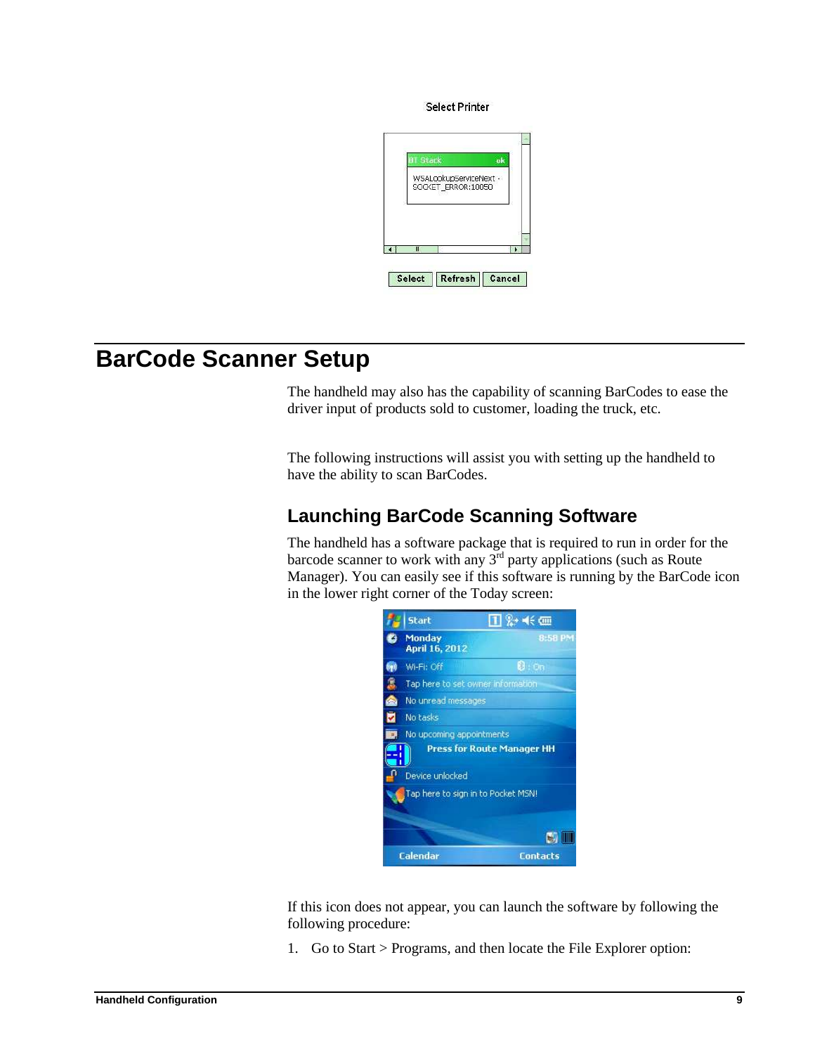## BarCode Scanner Setup

The handheld may also has the capability of scanning BarCodes to ease the driver input of products sold to customer, loading the truck, etc.

The following instructions will assist you with setting up the handheld to have the ability to scan BarCodes.

### Launching BarCode Scanning Software

The handheld has a software package that is required to run in order for the barcode scanner to work with any 3rd party applications (such as Route Manager). You can easily see if this software is running by the BarCode icon in the lower right corner of the Today screen:

If this icon does not appear, you can launch the software by following the following procedure:

1. Go to Start > Programs, and then locate the File Explorer option: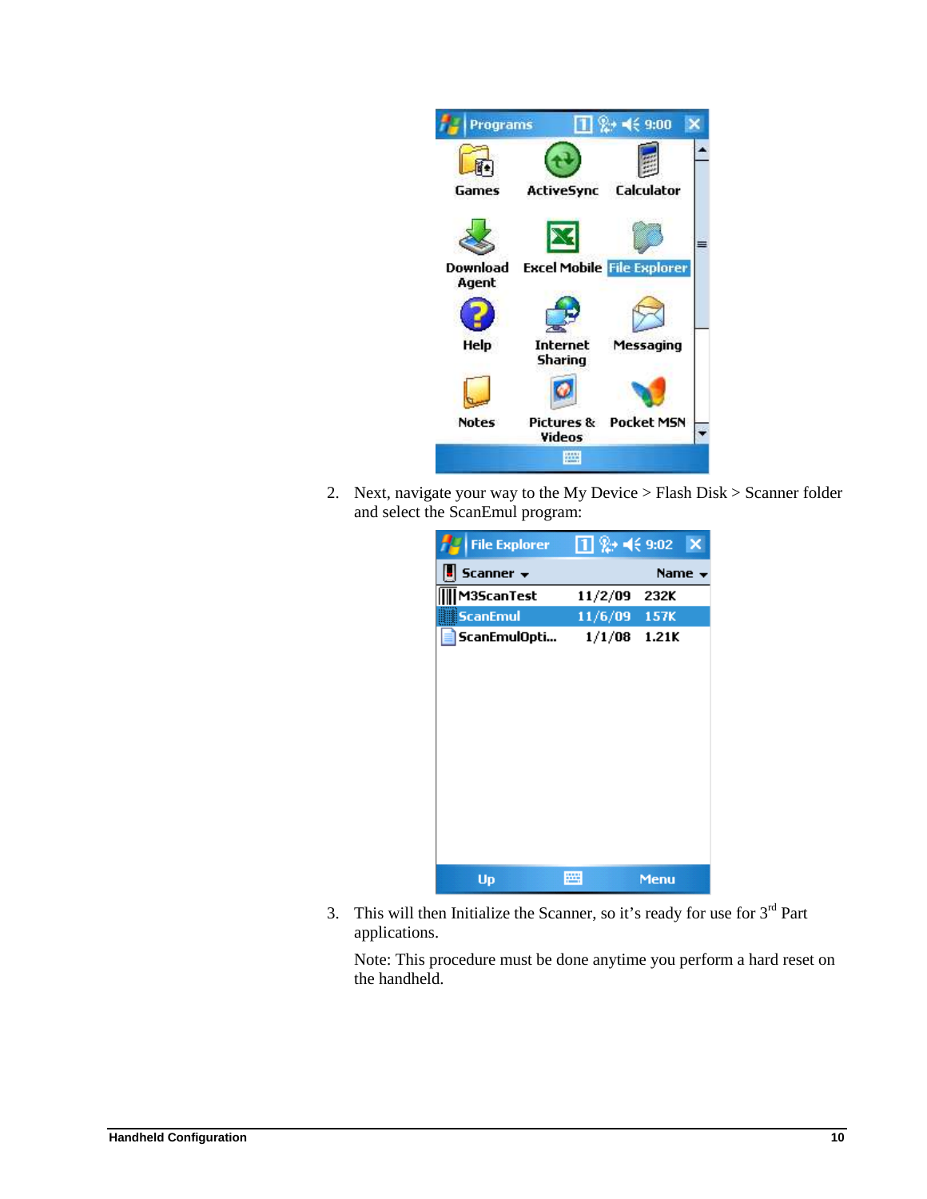2. Next, navigate your way to the My Device > Flash Disk > Scanner folder and select the ScanEmul program:

3. This will then Initialize the Scanner, so it's ready for use for 3rd Part applications.

   Note: This procedure must be done anytime you perform a hard reset on the handheld.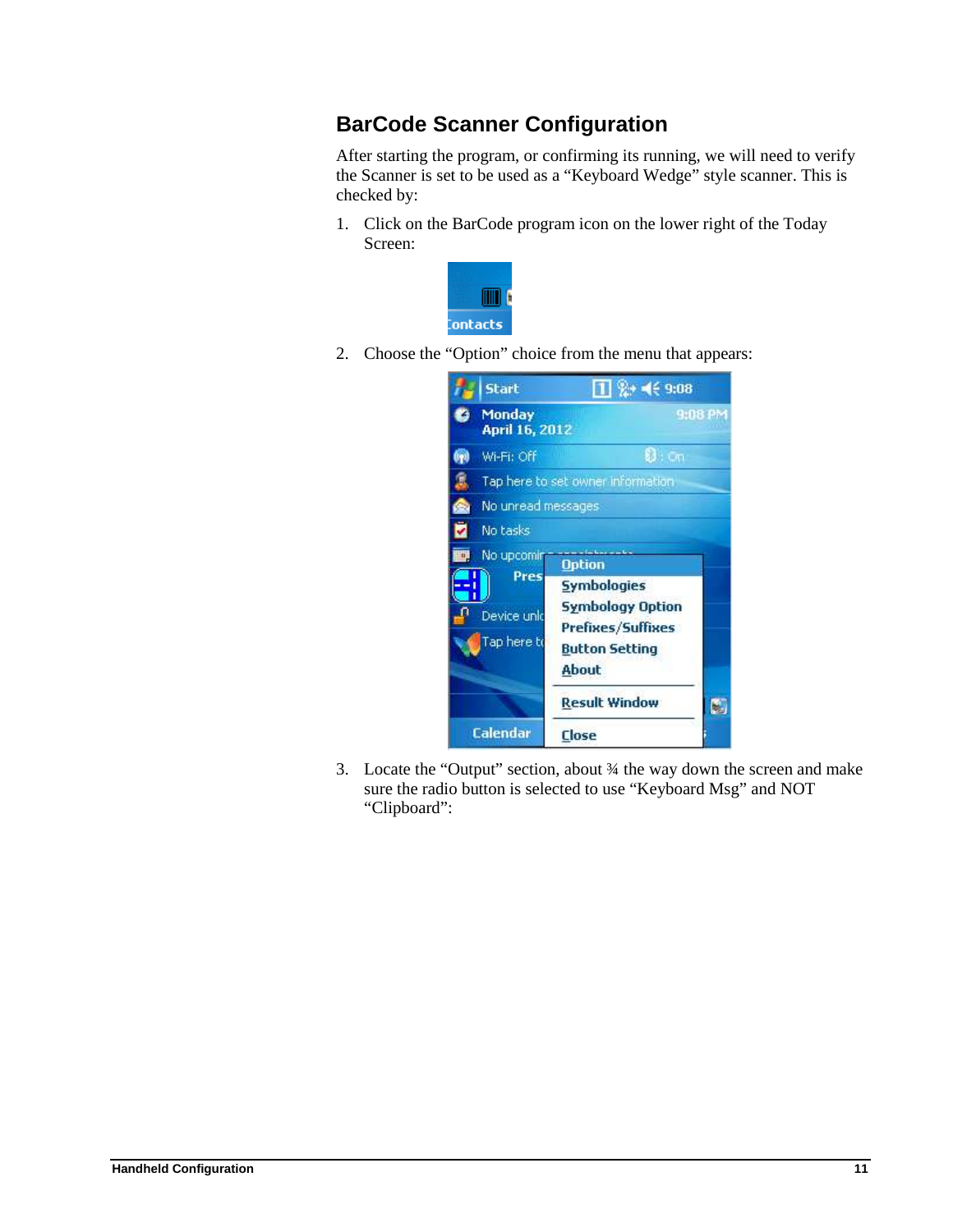## BarCode Scanner Configuration

After starting the program, or confirming its running, we will need to verify the Scanner is set to be used as a “Keyboard Wedge” style scanner. This is checked by:

1. Click on the BarCode program icon on the lower right of the Today Screen:

2. Choose the “Option” choice from the menu that appears:

3. Locate the “Output” section, about ¾ the way down the screen and make sure the radio button is selected to use “Keyboard Msg” and NOT “Clipboard”: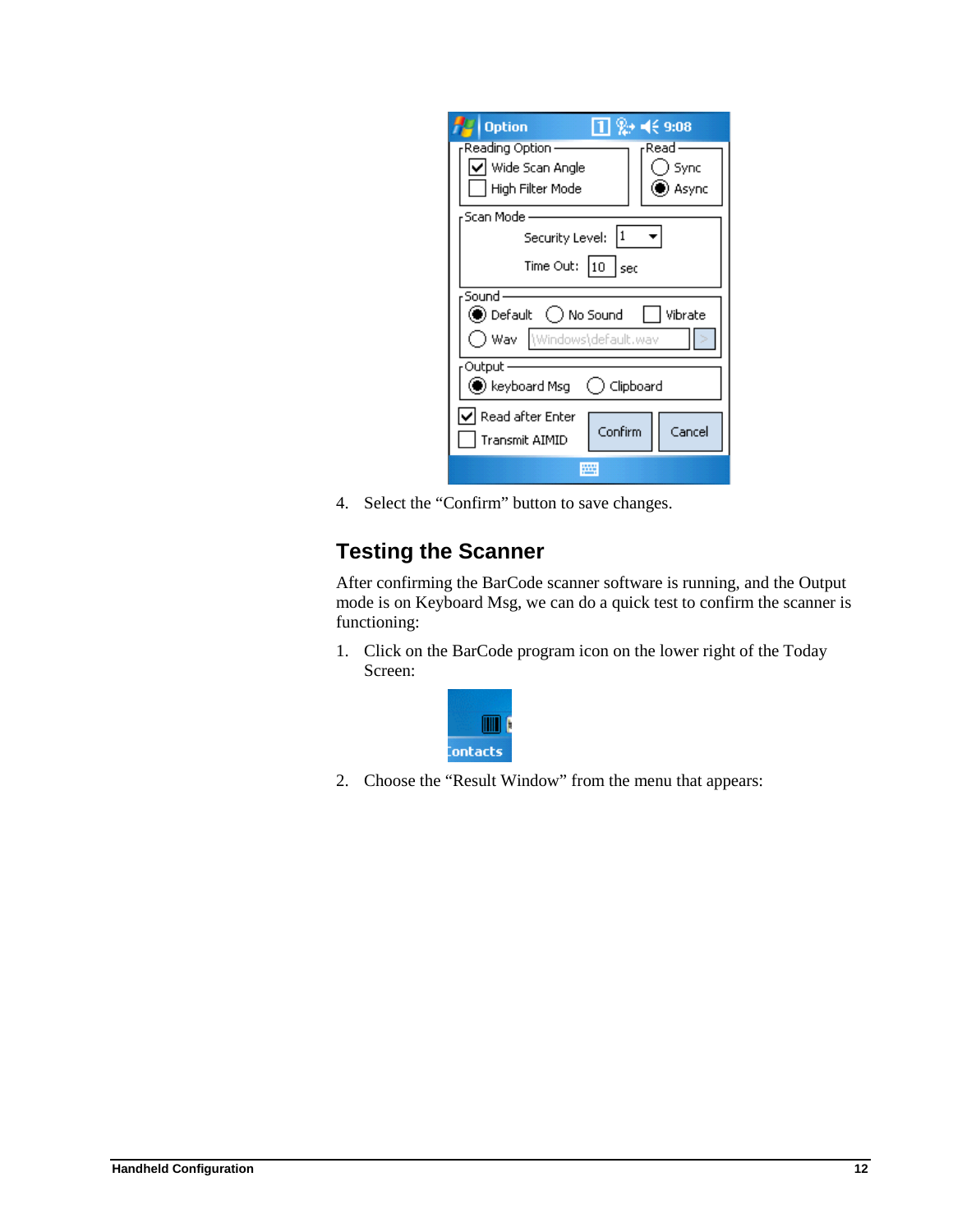4. Select the “Confirm” button to save changes.

## Testing the Scanner

After confirming the BarCode scanner software is running, and the Output mode is on Keyboard Msg, we can do a quick test to confirm the scanner is functioning:

1. Click on the BarCode program icon on the lower right of the Today Screen:

2. Choose the “Result Window” from the menu that appears: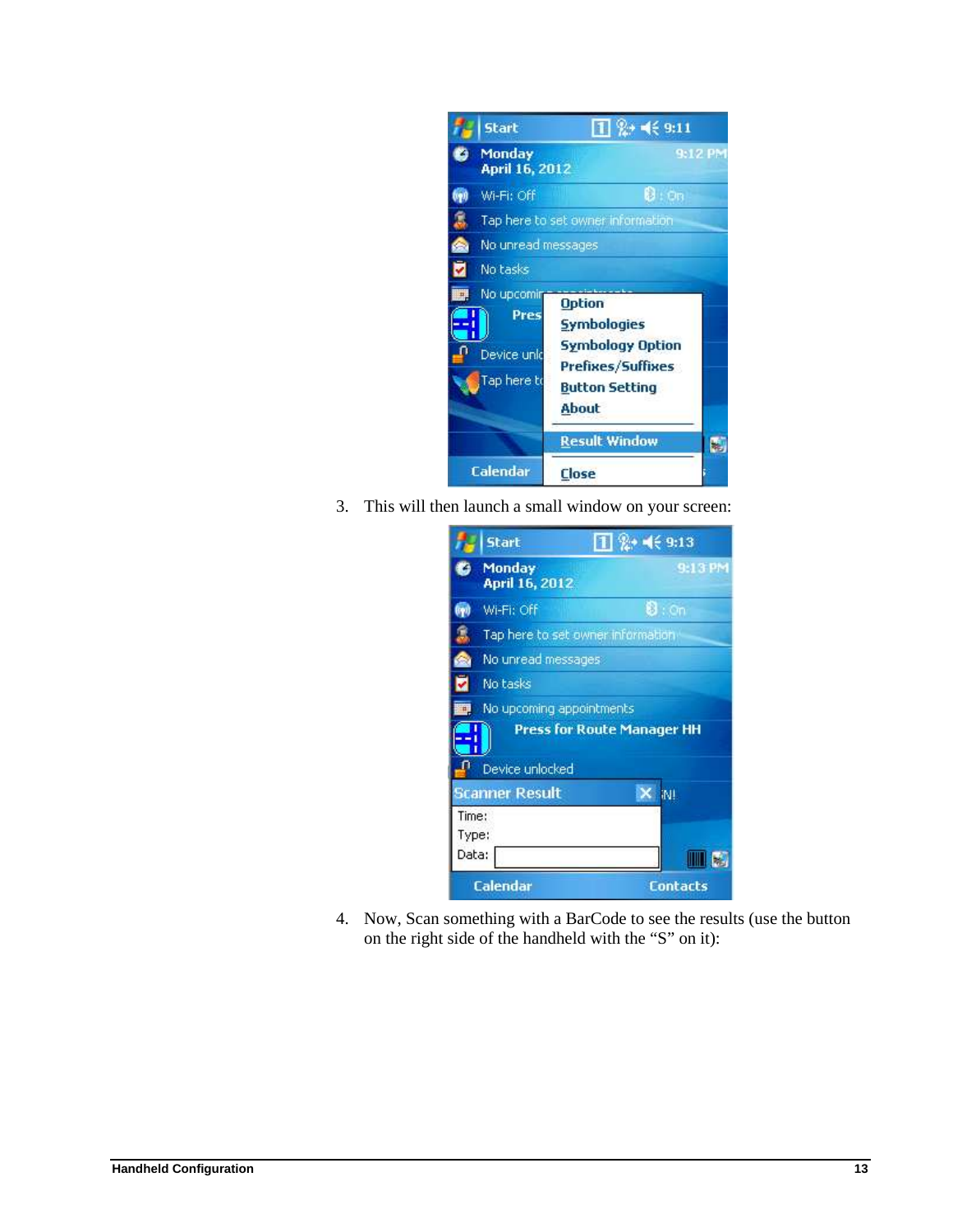3. This will then launch a small window on your screen:

4. Now, Scan something with a BarCode to see the results (use the button on the right side of the handheld with the "S" on it):